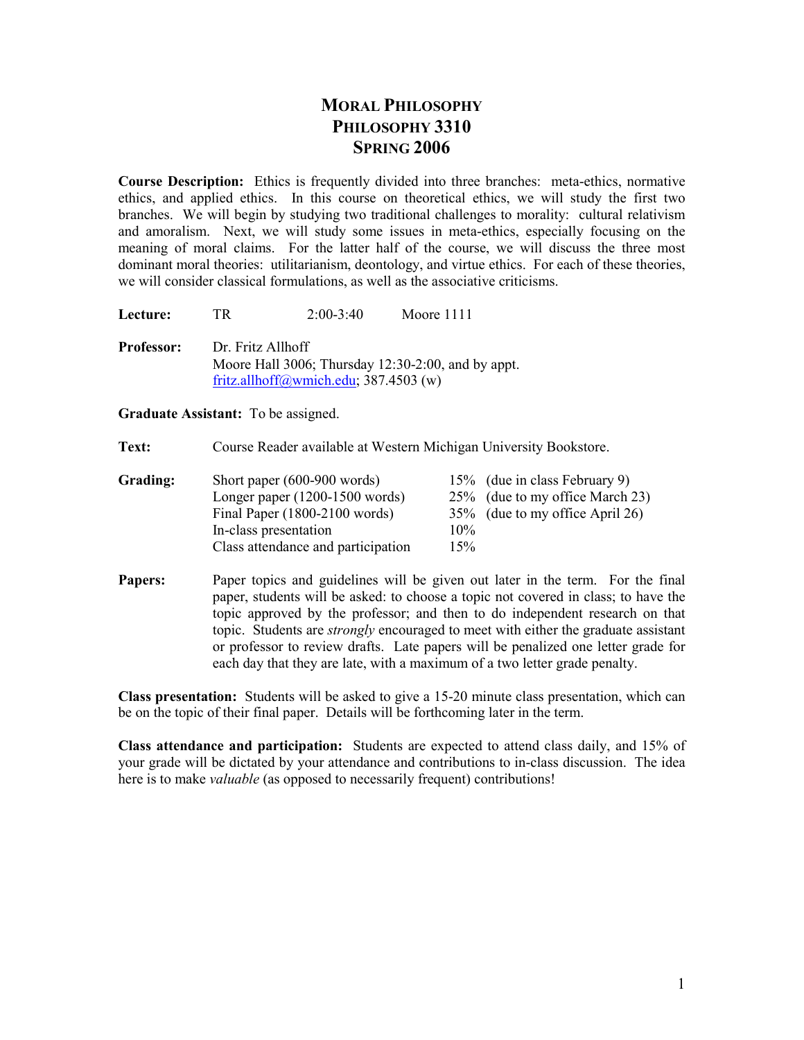# MORAL PHILOSOPHY
# PHILOSOPHY 3310
# SPRING 2006

**Course Description:** Ethics is frequently divided into three branches: meta-ethics, normative ethics, and applied ethics. In this course on theoretical ethics, we will study the first two branches. We will begin by studying two traditional challenges to morality: cultural relativism and amoralism. Next, we will study some issues in meta-ethics, especially focusing on the meaning of moral claims. For the latter half of the course, we will discuss the three most dominant moral theories: utilitarianism, deontology, and virtue ethics. For each of these theories, we will consider classical formulations, as well as the associative criticisms.

**Lecture:** TR 2:00-3:40 Moore 1111

**Professor:** Dr. Fritz Allhoff
Moore Hall 3006; Thursday 12:30-2:00, and by appt.
fritz.allhoff@wmich.edu; 387.4503 (w)

**Graduate Assistant:** To be assigned.

**Text:** Course Reader available at Western Michigan University Bookstore.

**Grading:**

| Item | Weight | Due |
|---|---|---|
| Short paper (600-900 words) | 15% | (due in class February 9) |
| Longer paper (1200-1500 words) | 25% | (due to my office March 23) |
| Final Paper (1800-2100 words) | 35% | (due to my office April 26) |
| In-class presentation | 10% | |
| Class attendance and participation | 15% | |

**Papers:** Paper topics and guidelines will be given out later in the term. For the final paper, students will be asked: to choose a topic not covered in class; to have the topic approved by the professor; and then to do independent research on that topic. Students are *strongly* encouraged to meet with either the graduate assistant or professor to review drafts. Late papers will be penalized one letter grade for each day that they are late, with a maximum of a two letter grade penalty.

**Class presentation:** Students will be asked to give a 15-20 minute class presentation, which can be on the topic of their final paper. Details will be forthcoming later in the term.

**Class attendance and participation:** Students are expected to attend class daily, and 15% of your grade will be dictated by your attendance and contributions to in-class discussion. The idea here is to make *valuable* (as opposed to necessarily frequent) contributions!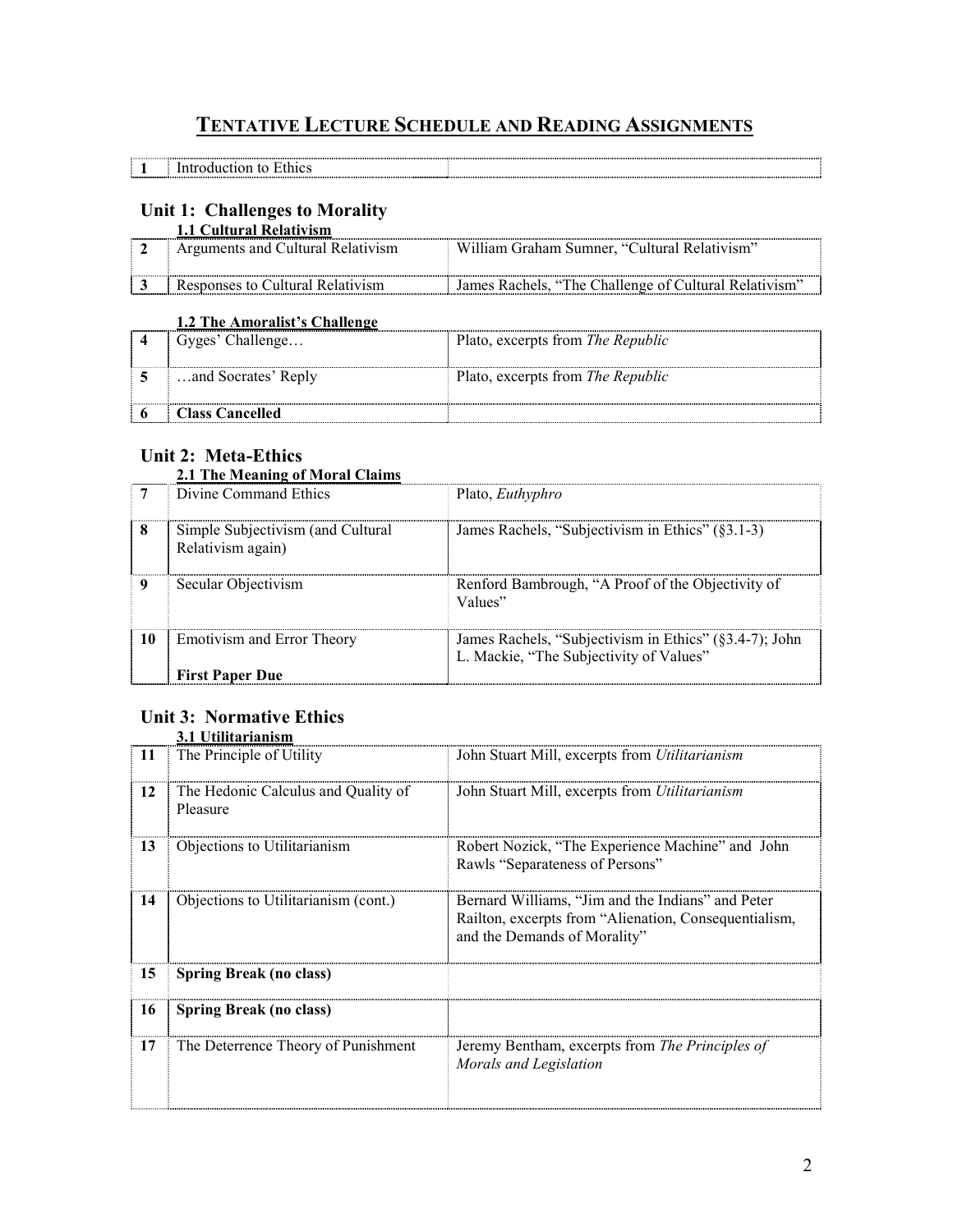# TENTATIVE LECTURE SCHEDULE AND READING ASSIGNMENTS

| | | |
|---|---|---|
| **1** | Introduction to Ethics | |

## Unit 1: Challenges to Morality

### 1.1 Cultural Relativism

| | | |
|---|---|---|
| **2** | Arguments and Cultural Relativism | William Graham Sumner, "Cultural Relativism" |
| **3** | Responses to Cultural Relativism | James Rachels, "The Challenge of Cultural Relativism" |

### 1.2 The Amoralist's Challenge

| | | |
|---|---|---|
| **4** | Gyges' Challenge… | Plato, excerpts from *The Republic* |
| **5** | …and Socrates' Reply | Plato, excerpts from *The Republic* |
| **6** | **Class Cancelled** | |

## Unit 2: Meta-Ethics

### 2.1 The Meaning of Moral Claims

| | | |
|---|---|---|
| **7** | Divine Command Ethics | Plato, *Euthyphro* |
| **8** | Simple Subjectivism (and Cultural Relativism again) | James Rachels, "Subjectivism in Ethics" (§3.1-3) |
| **9** | Secular Objectivism | Renford Bambrough, "A Proof of the Objectivity of Values" |
| **10** | Emotivism and Error Theory<br><br>**First Paper Due** | James Rachels, "Subjectivism in Ethics" (§3.4-7); John L. Mackie, "The Subjectivity of Values" |

## Unit 3: Normative Ethics

### 3.1 Utilitarianism

| | | |
|---|---|---|
| **11** | The Principle of Utility | John Stuart Mill, excerpts from *Utilitarianism* |
| **12** | The Hedonic Calculus and Quality of Pleasure | John Stuart Mill, excerpts from *Utilitarianism* |
| **13** | Objections to Utilitarianism | Robert Nozick, "The Experience Machine" and John Rawls "Separateness of Persons" |
| **14** | Objections to Utilitarianism (cont.) | Bernard Williams, "Jim and the Indians" and Peter Railton, excerpts from "Alienation, Consequentialism, and the Demands of Morality" |
| **15** | **Spring Break (no class)** | |
| **16** | **Spring Break (no class)** | |
| **17** | The Deterrence Theory of Punishment | Jeremy Bentham, excerpts from *The Principles of Morals and Legislation* |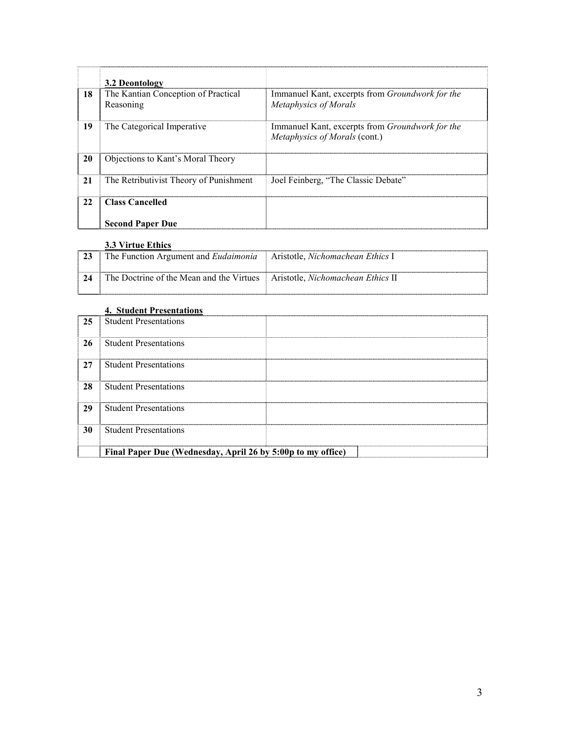| | | |
|---|---|---|
| | **3.2 Deontology** | |
| **18** | The Kantian Conception of Practical Reasoning | Immanuel Kant, excerpts from *Groundwork for the Metaphysics of Morals* |
| **19** | The Categorical Imperative | Immanuel Kant, excerpts from *Groundwork for the Metaphysics of Morals* (cont.) |
| **20** | Objections to Kant's Moral Theory | |
| **21** | The Retributivist Theory of Punishment | Joel Feinberg, "The Classic Debate" |
| **22** | **Class Cancelled**<br><br>**Second Paper Due** | |

**3.3 Virtue Ethics**

| | | |
|---|---|---|
| **23** | The Function Argument and *Eudaimonia* | Aristotle, *Nichomachean Ethics* I |
| **24** | The Doctrine of the Mean and the Virtues | Aristotle, *Nichomachean Ethics* II |

**4. Student Presentations**

| | | |
|---|---|---|
| **25** | Student Presentations | |
| **26** | Student Presentations | |
| **27** | Student Presentations | |
| **28** | Student Presentations | |
| **29** | Student Presentations | |
| **30** | Student Presentations | |
| | **Final Paper Due (Wednesday, April 26 by 5:00p to my office)** | |